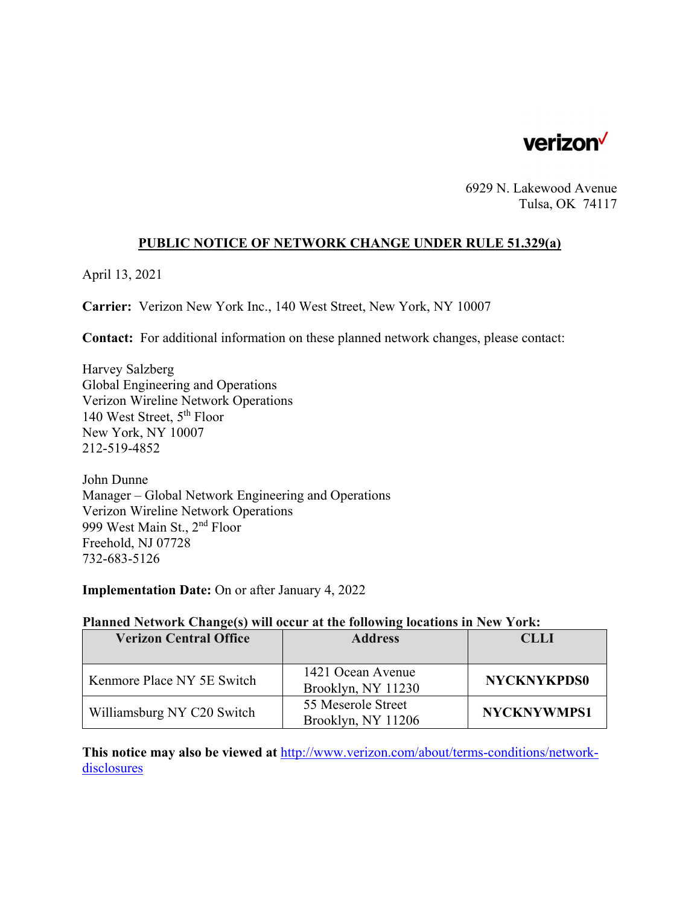verizon

6929 N. Lakewood Avenue
Tulsa, OK 74117

**PUBLIC NOTICE OF NETWORK CHANGE UNDER RULE 51.329(a)**

April 13, 2021

**Carrier:** Verizon New York Inc., 140 West Street, New York, NY 10007

**Contact:** For additional information on these planned network changes, please contact:

Harvey Salzberg
Global Engineering and Operations
Verizon Wireline Network Operations
140 West Street, 5th Floor
New York, NY 10007
212-519-4852

John Dunne
Manager – Global Network Engineering and Operations
Verizon Wireline Network Operations
999 West Main St., 2nd Floor
Freehold, NJ 07728
732-683-5126

**Implementation Date:** On or after January 4, 2022

**Planned Network Change(s) will occur at the following locations in New York:**

| Verizon Central Office | Address | CLLI |
|---|---|---|
| Kenmore Place NY 5E Switch | 1421 Ocean Avenue Brooklyn, NY 11230 | **NYCKNYKPDS0** |
| Williamsburg NY C20 Switch | 55 Meserole Street Brooklyn, NY 11206 | **NYCKNYWMPS1** |

**This notice may also be viewed at** http://www.verizon.com/about/terms-conditions/network-disclosures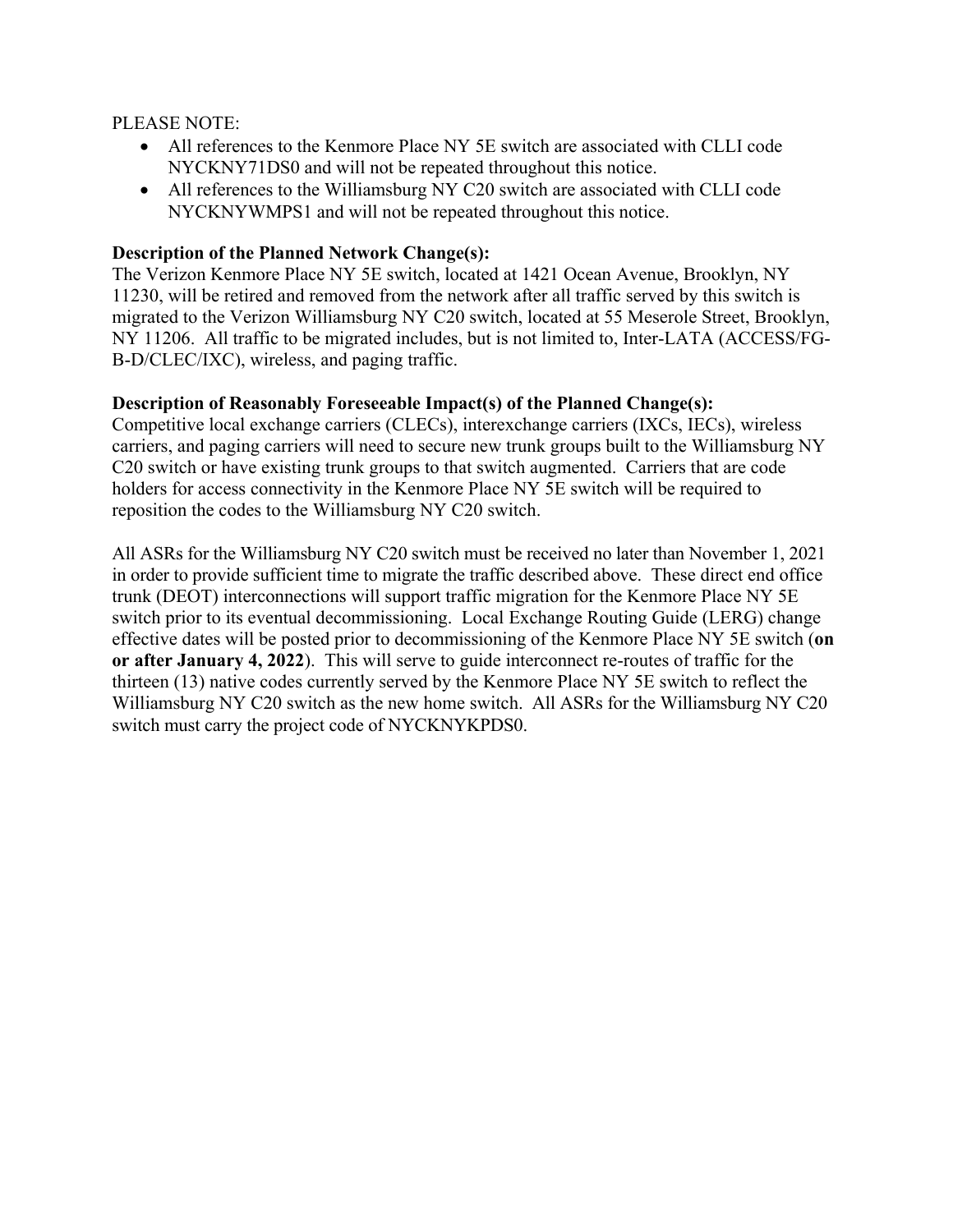PLEASE NOTE:

- All references to the Kenmore Place NY 5E switch are associated with CLLI code NYCKNY71DS0 and will not be repeated throughout this notice.
- All references to the Williamsburg NY C20 switch are associated with CLLI code NYCKNYWMPS1 and will not be repeated throughout this notice.

**Description of the Planned Network Change(s):**

The Verizon Kenmore Place NY 5E switch, located at 1421 Ocean Avenue, Brooklyn, NY 11230, will be retired and removed from the network after all traffic served by this switch is migrated to the Verizon Williamsburg NY C20 switch, located at 55 Meserole Street, Brooklyn, NY 11206. All traffic to be migrated includes, but is not limited to, Inter-LATA (ACCESS/FG-B-D/CLEC/IXC), wireless, and paging traffic.

**Description of Reasonably Foreseeable Impact(s) of the Planned Change(s):**

Competitive local exchange carriers (CLECs), interexchange carriers (IXCs, IECs), wireless carriers, and paging carriers will need to secure new trunk groups built to the Williamsburg NY C20 switch or have existing trunk groups to that switch augmented. Carriers that are code holders for access connectivity in the Kenmore Place NY 5E switch will be required to reposition the codes to the Williamsburg NY C20 switch.

All ASRs for the Williamsburg NY C20 switch must be received no later than November 1, 2021 in order to provide sufficient time to migrate the traffic described above. These direct end office trunk (DEOT) interconnections will support traffic migration for the Kenmore Place NY 5E switch prior to its eventual decommissioning. Local Exchange Routing Guide (LERG) change effective dates will be posted prior to decommissioning of the Kenmore Place NY 5E switch (**on or after January 4, 2022**). This will serve to guide interconnect re-routes of traffic for the thirteen (13) native codes currently served by the Kenmore Place NY 5E switch to reflect the Williamsburg NY C20 switch as the new home switch. All ASRs for the Williamsburg NY C20 switch must carry the project code of NYCKNYKPDS0.